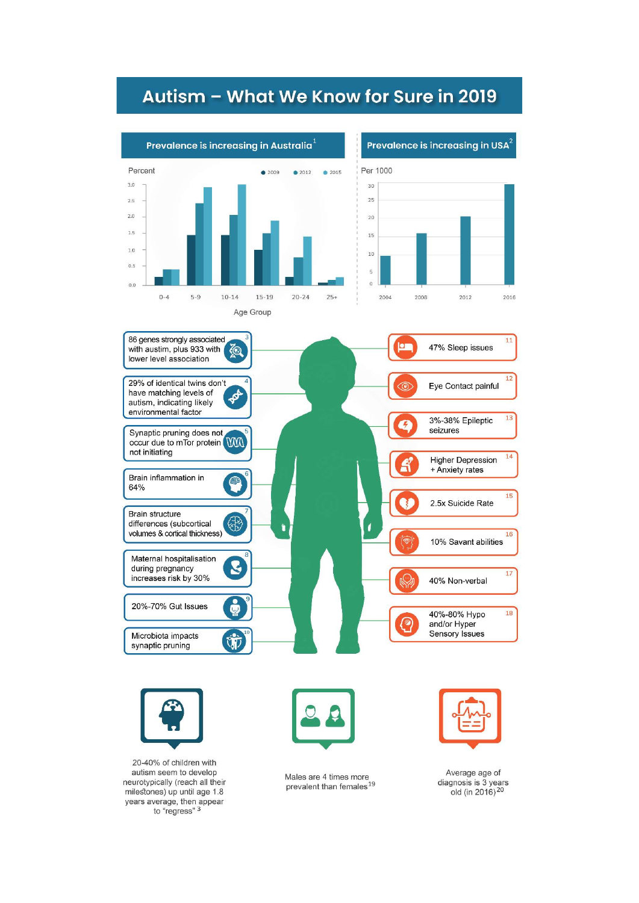# Autism – What We Know for Sure in 2019

## Prevalence is increasing in Australia[1]

Percent

● 2009 ● 2012 ● 2015

Age Group: 0-4, 5-9, 10-14, 15-19, 20-24, 25+

## Prevalence is increasing in USA[2]

Per 1000

2004, 2008, 2012, 2016

- 86 genes strongly associated with austim, plus 933 with lower level association[3]
- 29% of identical twins don't have matching levels of autism, indicating likely environmental factor[4]
- Synaptic pruning does not occur due to mTor protein not initiating[5]
- Brain inflammation in 64%[6]
- Brain structure differences (subcortical volumes & cortical thickness)[7]
- Maternal hospitalisation during pregnancy increases risk by 30%[8]
- 20%-70% Gut Issues[9]
- Microbiota impacts synaptic pruning[10]

- 47% Sleep issues[11]
- Eye Contact painful[12]
- 3%-38% Epileptic seizures[13]
- Higher Depression + Anxiety rates[14]
- 2.5x Suicide Rate[15]
- 10% Savant abilities[16]
- 40% Non-verbal[17]
- 40%-80% Hypo and/or Hyper Sensory Issues[18]

20-40% of children with autism seem to develop neurotypically (reach all their milestones) up until age 1.8 years average, then appear to "regress"[3]

Males are 4 times more prevalent than females[19]

Average age of diagnosis is 3 years old (in 2016)[20]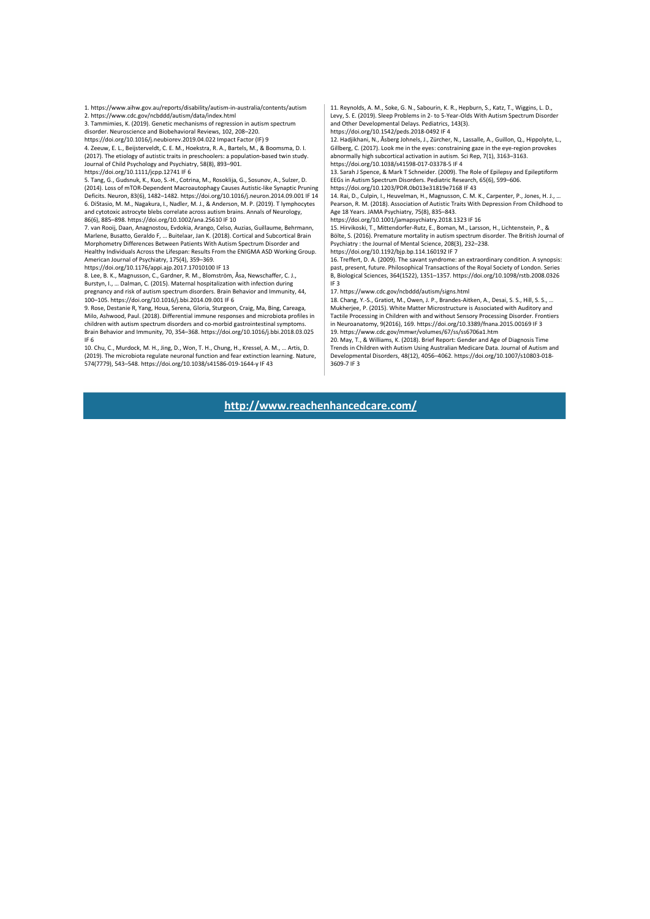1. https://www.aihw.gov.au/reports/disability/autism-in-australia/contents/autism
2. https://www.cdc.gov/ncbddd/autism/data/index.html
3. Tammimies, K. (2019). Genetic mechanisms of regression in autism spectrum disorder. Neuroscience and Biobehavioral Reviews, 102, 208–220. https://doi.org/10.1016/j.neubiorev.2019.04.022 Impact Factor (IF) 9
4. Zeeuw, E. L., Beijsterveldt, C. E. M., Hoekstra, R. A., Bartels, M., & Boomsma, D. I. (2017). The etiology of autistic traits in preschoolers: a population-based twin study. Journal of Child Psychology and Psychiatry, 58(8), 893–901. https://doi.org/10.1111/jcpp.12741 IF 6
5. Tang, G., Gudsnuk, K., Kuo, S.-H., Cotrina, M., Rosoklija, G., Sosunov, A., Sulzer, D. (2014). Loss of mTOR-Dependent Macroautophagy Causes Autistic-like Synaptic Pruning Deficits. Neuron, 83(6), 1482–1482. https://doi.org/10.1016/j.neuron.2014.09.001 IF 14
6. DiStasio, M. M., Nagakura, I., Nadler, M. J., & Anderson, M. P. (2019). T lymphocytes and cytotoxic astrocyte blebs correlate across autism brains. Annals of Neurology, 86(6), 885–898. https://doi.org/10.1002/ana.25610 IF 10
7. van Rooij, Daan, Anagnostou, Evdokia, Arango, Celso, Auzias, Guillaume, Behrmann, Marlene, Busatto, Geraldo F, … Buitelaar, Jan K. (2018). Cortical and Subcortical Brain Morphometry Differences Between Patients With Autism Spectrum Disorder and Healthy Individuals Across the Lifespan: Results From the ENIGMA ASD Working Group. American Journal of Psychiatry, 175(4), 359–369. https://doi.org/10.1176/appi.ajp.2017.17010100 IF 13
8. Lee, B. K., Magnusson, C., Gardner, R. M., Blomström, Åsa, Newschaffer, C. J., Burstyn, I., … Dalman, C. (2015). Maternal hospitalization with infection during pregnancy and risk of autism spectrum disorders. Brain Behavior and Immunity, 44, 100–105. https://doi.org/10.1016/j.bbi.2014.09.001 IF 6
9. Rose, Destanie R, Yang, Houa, Serena, Gloria, Sturgeon, Craig, Ma, Bing, Careaga, Milo, Ashwood, Paul. (2018). Differential immune responses and microbiota profiles in children with autism spectrum disorders and co-morbid gastrointestinal symptoms. Brain Behavior and Immunity, 70, 354–368. https://doi.org/10.1016/j.bbi.2018.03.025 IF 6
10. Chu, C., Murdock, M. H., Jing, D., Won, T. H., Chung, H., Kressel, A. M., … Artis, D. (2019). The microbiota regulate neuronal function and fear extinction learning. Nature, 574(7779), 543–548. https://doi.org/10.1038/s41586-019-1644-y IF 43
11. Reynolds, A. M., Soke, G. N., Sabourin, K. R., Hepburn, S., Katz, T., Wiggins, L. D., Levy, S. E. (2019). Sleep Problems in 2- to 5-Year-Olds With Autism Spectrum Disorder and Other Developmental Delays. Pediatrics, 143(3). https://doi.org/10.1542/peds.2018-0492 IF 4
12. Hadjikhani, N., Åsberg Johnels, J., Zürcher, N., Lassalle, A., Guillon, Q., Hippolyte, L., Gillberg, C. (2017). Look me in the eyes: constraining gaze in the eye-region provokes abnormally high subcortical activation in autism. Sci Rep, 7(1), 3163–3163. https://doi.org/10.1038/s41598-017-03378-5 IF 4
13. Sarah J Spence, & Mark T Schneider. (2009). The Role of Epilepsy and Epileptiform EEGs in Autism Spectrum Disorders. Pediatric Research, 65(6), 599–606. https://doi.org/10.1203/PDR.0b013e31819e7168 IF 43
14. Rai, D., Culpin, I., Heuvelman, H., Magnusson, C. M. K., Carpenter, P., Jones, H. J., … Pearson, R. M. (2018). Association of Autistic Traits With Depression From Childhood to Age 18 Years. JAMA Psychiatry, 75(8), 835–843. https://doi.org/10.1001/jamapsychiatry.2018.1323 IF 16
15. Hirvikoski, T., Mittendorfer-Rutz, E., Boman, M., Larsson, H., Lichtenstein, P., & Bölte, S. (2016). Premature mortality in autism spectrum disorder. The British Journal of Psychiatry : the Journal of Mental Science, 208(3), 232–238. https://doi.org/10.1192/bjp.bp.114.160192 IF 7
16. Treffert, D. A. (2009). The savant syndrome: an extraordinary condition. A synopsis: past, present, future. Philosophical Transactions of the Royal Society of London. Series B, Biological Sciences, 364(1522), 1351–1357. https://doi.org/10.1098/rstb.2008.0326 IF 3
17. https://www.cdc.gov/ncbddd/autism/signs.html
18. Chang, Y.-S., Gratiot, M., Owen, J. P., Brandes-Aitken, A., Desai, S. S., Hill, S. S., … Mukherjee, P. (2015). White Matter Microstructure is Associated with Auditory and Tactile Processing in Children with and without Sensory Processing Disorder. Frontiers in Neuroanatomy, 9(2016), 169. https://doi.org/10.3389/fnana.2015.00169 IF 3
19. https://www.cdc.gov/mmwr/volumes/67/ss/ss6706a1.htm
20. May, T., & Williams, K. (2018). Brief Report: Gender and Age of Diagnosis Time Trends in Children with Autism Using Australian Medicare Data. Journal of Autism and Developmental Disorders, 48(12), 4056–4062. https://doi.org/10.1007/s10803-018-3609-7 IF 3

**http://www.reachenhancedcare.com/**